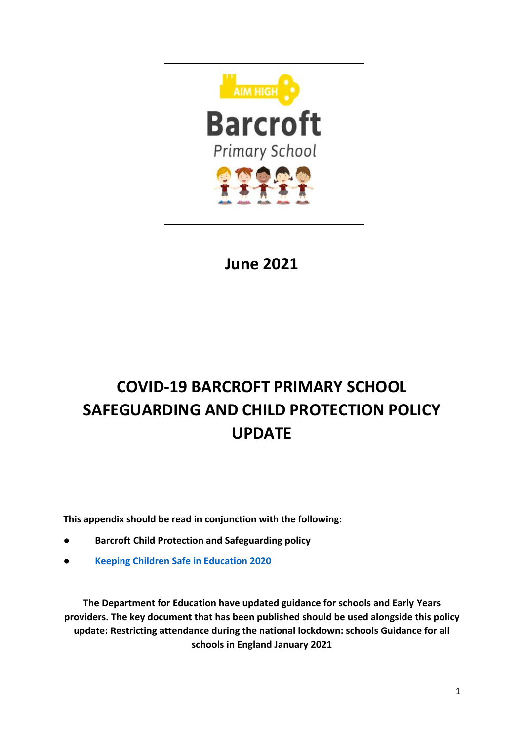AIM HIGH

Barcroft

Primary School

## June 2021

# COVID-19 BARCROFT PRIMARY SCHOOL SAFEGUARDING AND CHILD PROTECTION POLICY UPDATE

**This appendix should be read in conjunction with the following:**

- **Barcroft Child Protection and Safeguarding policy**
- **[Keeping Children Safe in Education 2020]**

**The Department for Education have updated guidance for schools and Early Years providers. The key document that has been published should be used alongside this policy update: Restricting attendance during the national lockdown: schools Guidance for all schools in England January 2021**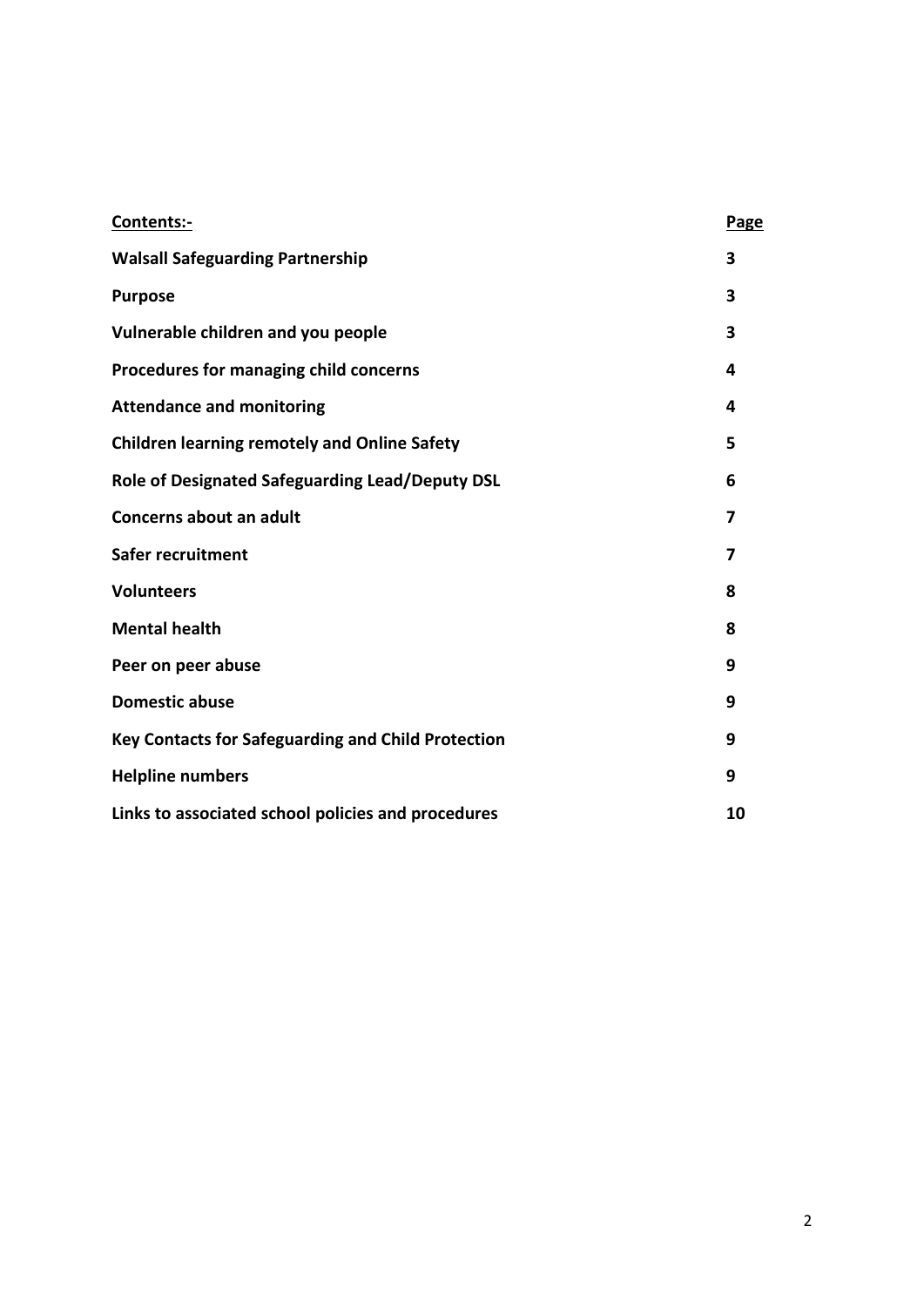| **Contents:-** | **Page** |
| --- | --- |
| **Walsall Safeguarding Partnership** | **3** |
| **Purpose** | **3** |
| **Vulnerable children and you people** | **3** |
| **Procedures for managing child concerns** | **4** |
| **Attendance and monitoring** | **4** |
| **Children learning remotely and Online Safety** | **5** |
| **Role of Designated Safeguarding Lead/Deputy DSL** | **6** |
| **Concerns about an adult** | **7** |
| **Safer recruitment** | **7** |
| **Volunteers** | **8** |
| **Mental health** | **8** |
| **Peer on peer abuse** | **9** |
| **Domestic abuse** | **9** |
| **Key Contacts for Safeguarding and Child Protection** | **9** |
| **Helpline numbers** | **9** |
| **Links to associated school policies and procedures** | **10** |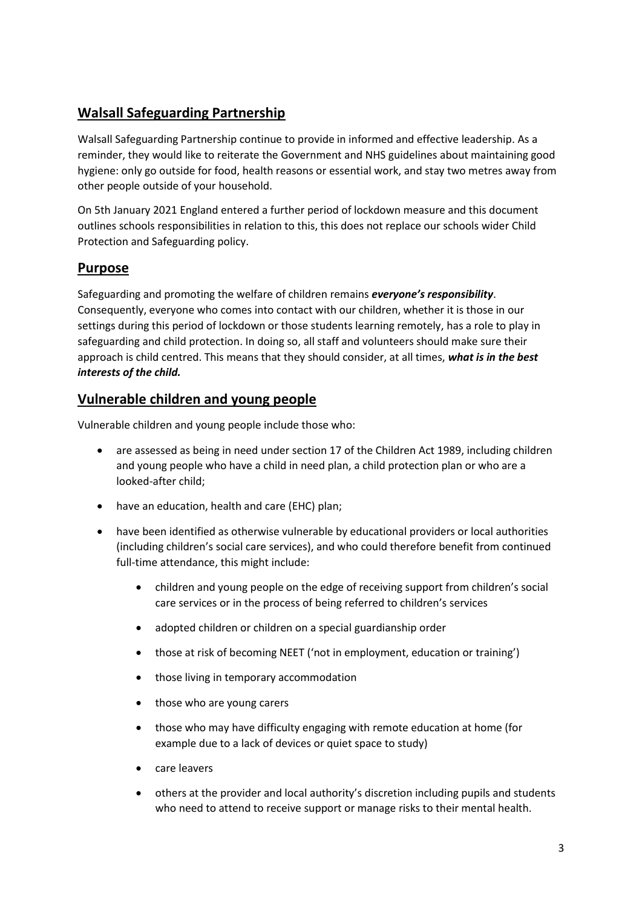## Walsall Safeguarding Partnership

Walsall Safeguarding Partnership continue to provide in informed and effective leadership. As a reminder, they would like to reiterate the Government and NHS guidelines about maintaining good hygiene: only go outside for food, health reasons or essential work, and stay two metres away from other people outside of your household.

On 5th January 2021 England entered a further period of lockdown measure and this document outlines schools responsibilities in relation to this, this does not replace our schools wider Child Protection and Safeguarding policy.

## Purpose

Safeguarding and promoting the welfare of children remains ***everyone's responsibility***. Consequently, everyone who comes into contact with our children, whether it is those in our settings during this period of lockdown or those students learning remotely, has a role to play in safeguarding and child protection. In doing so, all staff and volunteers should make sure their approach is child centred. This means that they should consider, at all times, ***what is in the best interests of the child.***

## Vulnerable children and young people

Vulnerable children and young people include those who:

- are assessed as being in need under section 17 of the Children Act 1989, including children and young people who have a child in need plan, a child protection plan or who are a looked-after child;
- have an education, health and care (EHC) plan;
- have been identified as otherwise vulnerable by educational providers or local authorities (including children's social care services), and who could therefore benefit from continued full-time attendance, this might include:
    - children and young people on the edge of receiving support from children's social care services or in the process of being referred to children's services
    - adopted children or children on a special guardianship order
    - those at risk of becoming NEET ('not in employment, education or training')
    - those living in temporary accommodation
    - those who are young carers
    - those who may have difficulty engaging with remote education at home (for example due to a lack of devices or quiet space to study)
    - care leavers
    - others at the provider and local authority's discretion including pupils and students who need to attend to receive support or manage risks to their mental health.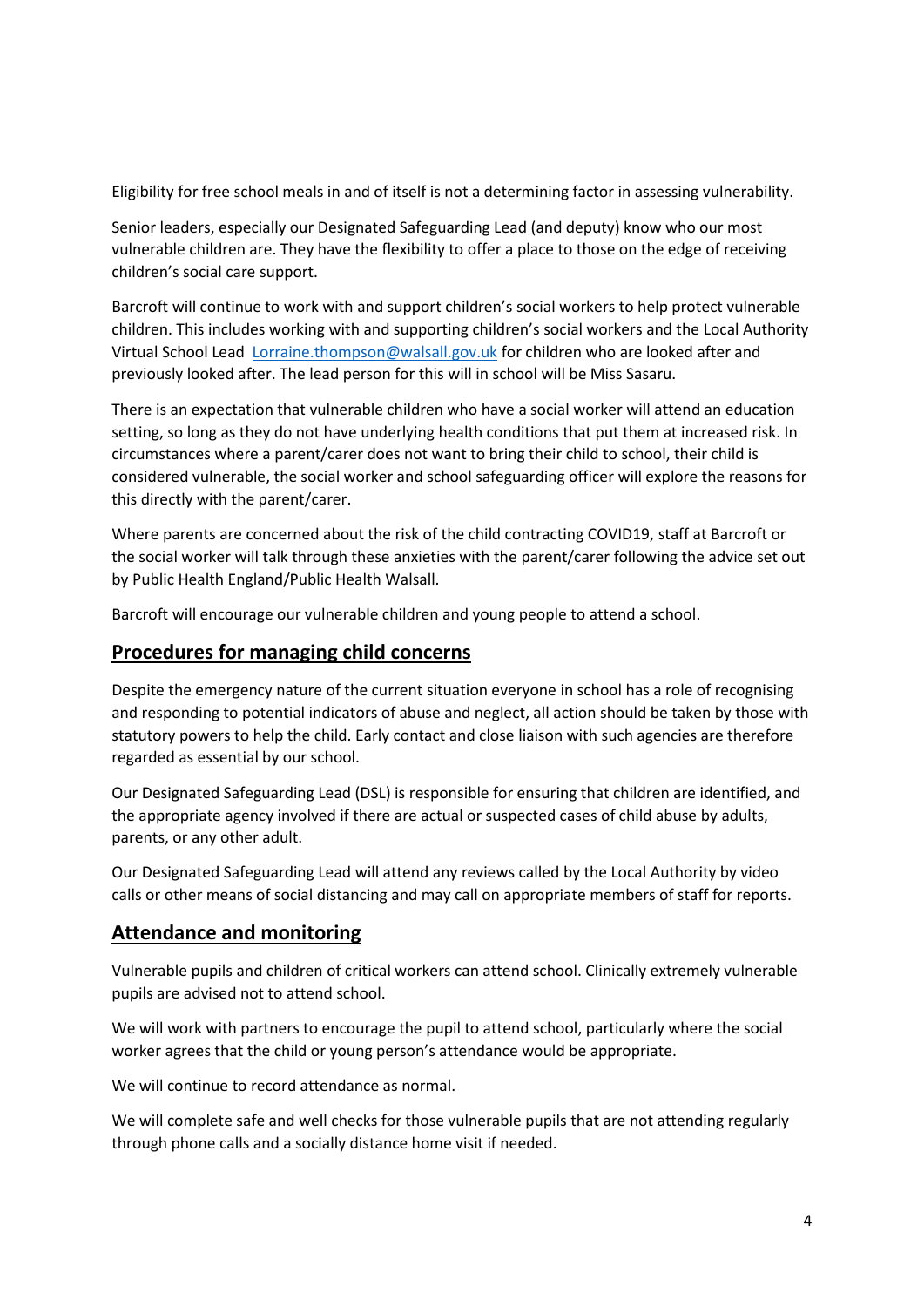Eligibility for free school meals in and of itself is not a determining factor in assessing vulnerability.

Senior leaders, especially our Designated Safeguarding Lead (and deputy) know who our most vulnerable children are. They have the flexibility to offer a place to those on the edge of receiving children's social care support.

Barcroft will continue to work with and support children's social workers to help protect vulnerable children. This includes working with and supporting children's social workers and the Local Authority Virtual School Lead [Lorraine.thompson@walsall.gov.uk](mailto:Lorraine.thompson@walsall.gov.uk) for children who are looked after and previously looked after. The lead person for this will in school will be Miss Sasaru.

There is an expectation that vulnerable children who have a social worker will attend an education setting, so long as they do not have underlying health conditions that put them at increased risk. In circumstances where a parent/carer does not want to bring their child to school, their child is considered vulnerable, the social worker and school safeguarding officer will explore the reasons for this directly with the parent/carer.

Where parents are concerned about the risk of the child contracting COVID19, staff at Barcroft or the social worker will talk through these anxieties with the parent/carer following the advice set out by Public Health England/Public Health Walsall.

Barcroft will encourage our vulnerable children and young people to attend a school.

## Procedures for managing child concerns

Despite the emergency nature of the current situation everyone in school has a role of recognising and responding to potential indicators of abuse and neglect, all action should be taken by those with statutory powers to help the child. Early contact and close liaison with such agencies are therefore regarded as essential by our school.

Our Designated Safeguarding Lead (DSL) is responsible for ensuring that children are identified, and the appropriate agency involved if there are actual or suspected cases of child abuse by adults, parents, or any other adult.

Our Designated Safeguarding Lead will attend any reviews called by the Local Authority by video calls or other means of social distancing and may call on appropriate members of staff for reports.

## Attendance and monitoring

Vulnerable pupils and children of critical workers can attend school. Clinically extremely vulnerable pupils are advised not to attend school.

We will work with partners to encourage the pupil to attend school, particularly where the social worker agrees that the child or young person's attendance would be appropriate.

We will continue to record attendance as normal.

We will complete safe and well checks for those vulnerable pupils that are not attending regularly through phone calls and a socially distance home visit if needed.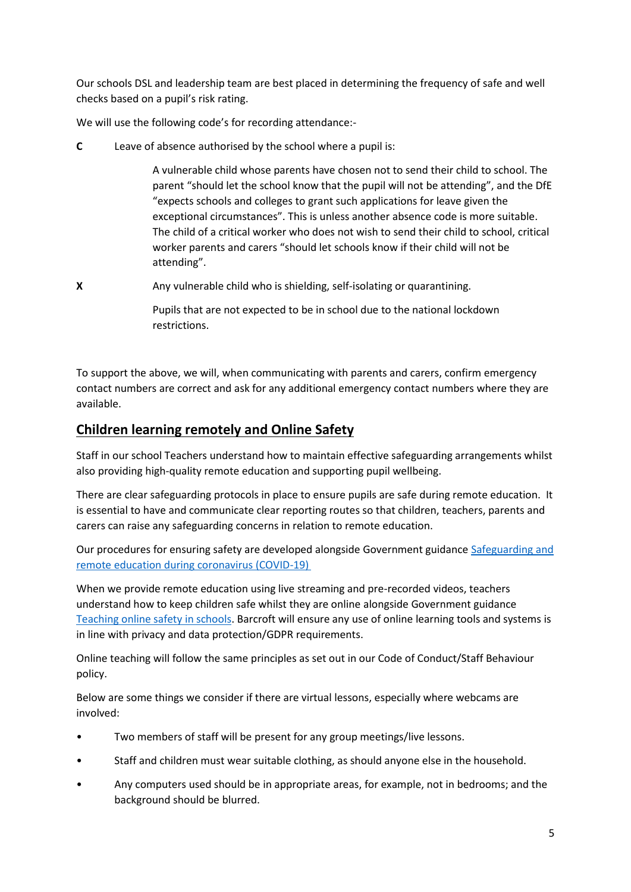Our schools DSL and leadership team are best placed in determining the frequency of safe and well checks based on a pupil's risk rating.

We will use the following code's for recording attendance:-

**C** Leave of absence authorised by the school where a pupil is:

A vulnerable child whose parents have chosen not to send their child to school. The parent "should let the school know that the pupil will not be attending", and the DfE "expects schools and colleges to grant such applications for leave given the exceptional circumstances". This is unless another absence code is more suitable. The child of a critical worker who does not wish to send their child to school, critical worker parents and carers "should let schools know if their child will not be attending".

**X** Any vulnerable child who is shielding, self-isolating or quarantining.

Pupils that are not expected to be in school due to the national lockdown restrictions.

To support the above, we will, when communicating with parents and carers, confirm emergency contact numbers are correct and ask for any additional emergency contact numbers where they are available.

## Children learning remotely and Online Safety

Staff in our school Teachers understand how to maintain effective safeguarding arrangements whilst also providing high-quality remote education and supporting pupil wellbeing.

There are clear safeguarding protocols in place to ensure pupils are safe during remote education. It is essential to have and communicate clear reporting routes so that children, teachers, parents and carers can raise any safeguarding concerns in relation to remote education.

Our procedures for ensuring safety are developed alongside Government guidance Safeguarding and remote education during coronavirus (COVID-19)

When we provide remote education using live streaming and pre-recorded videos, teachers understand how to keep children safe whilst they are online alongside Government guidance Teaching online safety in schools. Barcroft will ensure any use of online learning tools and systems is in line with privacy and data protection/GDPR requirements.

Online teaching will follow the same principles as set out in our Code of Conduct/Staff Behaviour policy.

Below are some things we consider if there are virtual lessons, especially where webcams are involved:

- Two members of staff will be present for any group meetings/live lessons.
- Staff and children must wear suitable clothing, as should anyone else in the household.
- Any computers used should be in appropriate areas, for example, not in bedrooms; and the background should be blurred.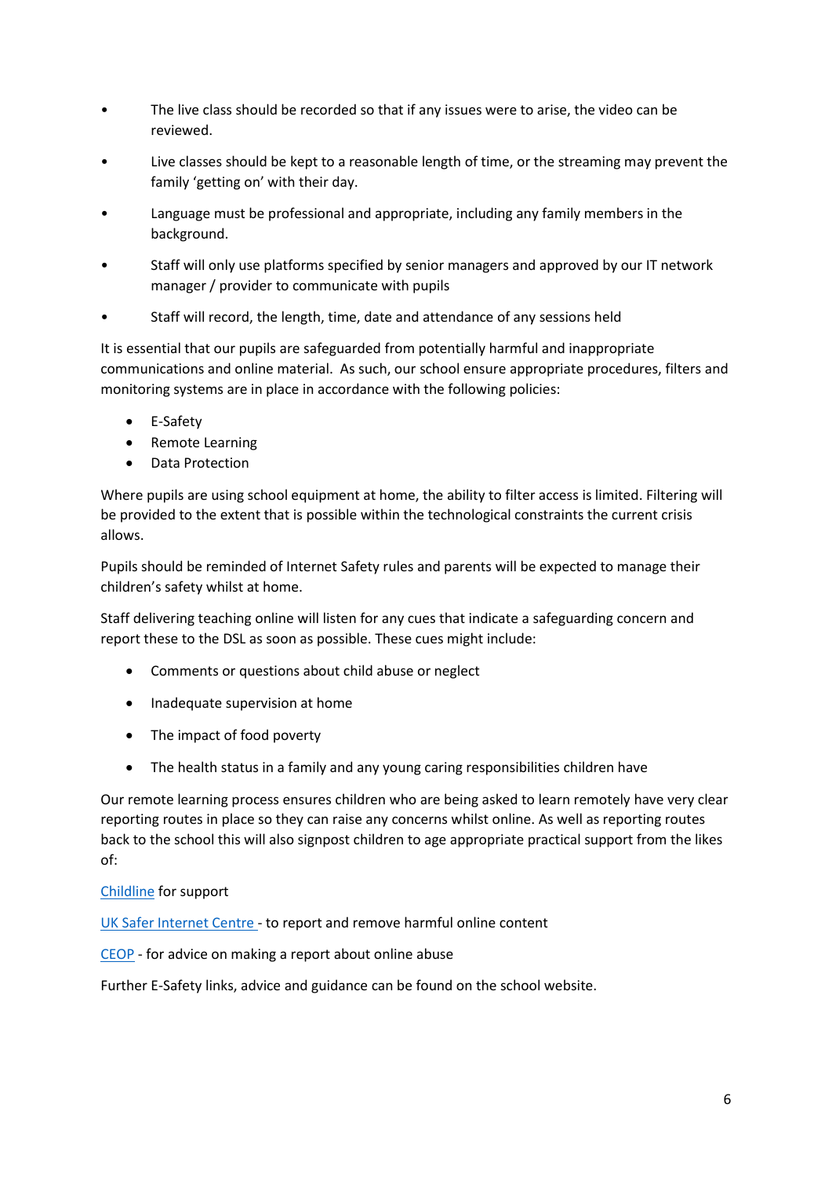- The live class should be recorded so that if any issues were to arise, the video can be reviewed.
- Live classes should be kept to a reasonable length of time, or the streaming may prevent the family 'getting on' with their day.
- Language must be professional and appropriate, including any family members in the background.
- Staff will only use platforms specified by senior managers and approved by our IT network manager / provider to communicate with pupils
- Staff will record, the length, time, date and attendance of any sessions held

It is essential that our pupils are safeguarded from potentially harmful and inappropriate communications and online material. As such, our school ensure appropriate procedures, filters and monitoring systems are in place in accordance with the following policies:

- E-Safety
- Remote Learning
- Data Protection

Where pupils are using school equipment at home, the ability to filter access is limited. Filtering will be provided to the extent that is possible within the technological constraints the current crisis allows.

Pupils should be reminded of Internet Safety rules and parents will be expected to manage their children's safety whilst at home.

Staff delivering teaching online will listen for any cues that indicate a safeguarding concern and report these to the DSL as soon as possible. These cues might include:

- Comments or questions about child abuse or neglect
- Inadequate supervision at home
- The impact of food poverty
- The health status in a family and any young caring responsibilities children have

Our remote learning process ensures children who are being asked to learn remotely have very clear reporting routes in place so they can raise any concerns whilst online. As well as reporting routes back to the school this will also signpost children to age appropriate practical support from the likes of:

Childline for support

UK Safer Internet Centre - to report and remove harmful online content

CEOP - for advice on making a report about online abuse

Further E-Safety links, advice and guidance can be found on the school website.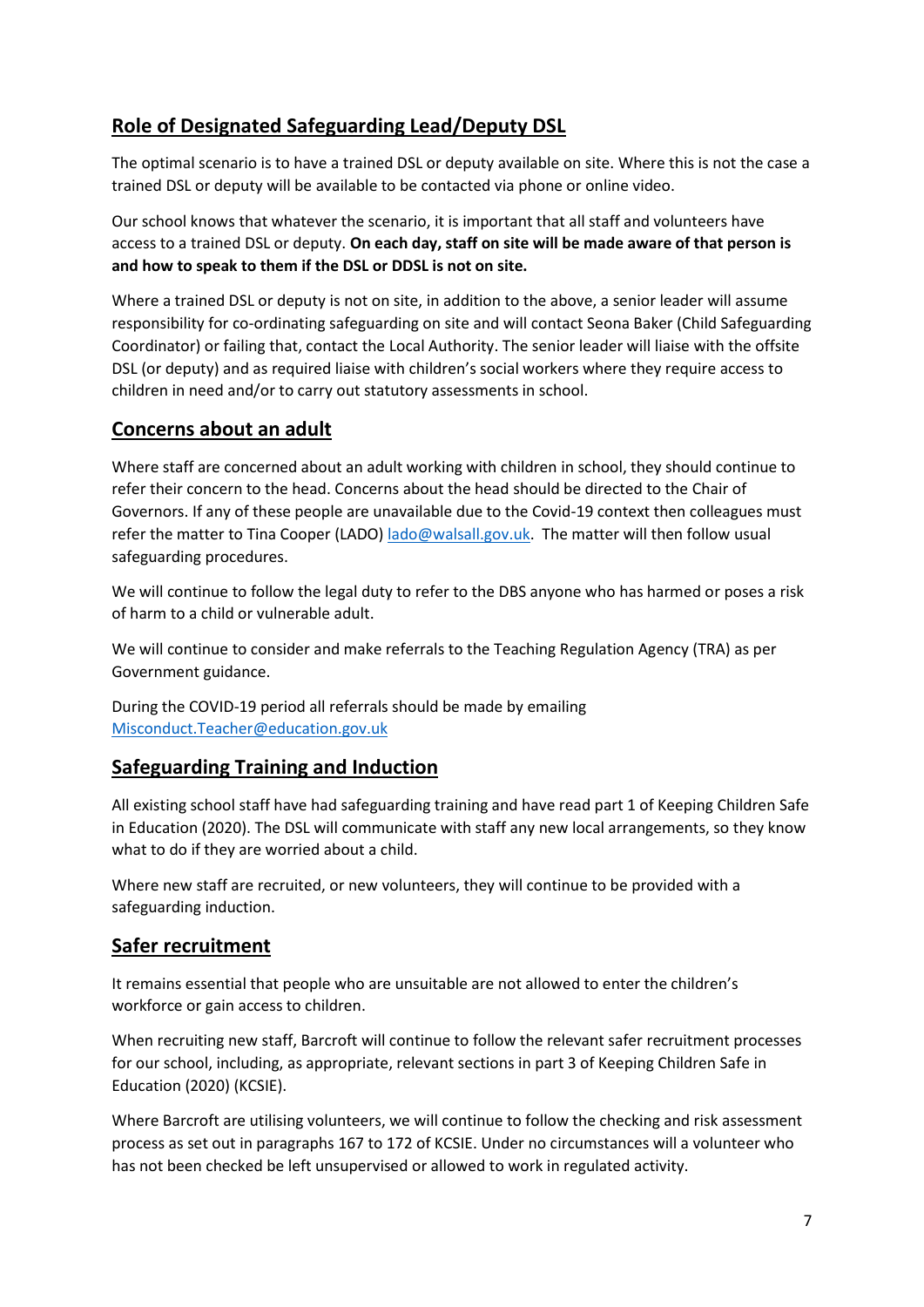## Role of Designated Safeguarding Lead/Deputy DSL

The optimal scenario is to have a trained DSL or deputy available on site. Where this is not the case a trained DSL or deputy will be available to be contacted via phone or online video.

Our school knows that whatever the scenario, it is important that all staff and volunteers have access to a trained DSL or deputy. **On each day, staff on site will be made aware of that person is and how to speak to them if the DSL or DDSL is not on site.**

Where a trained DSL or deputy is not on site, in addition to the above, a senior leader will assume responsibility for co-ordinating safeguarding on site and will contact Seona Baker (Child Safeguarding Coordinator) or failing that, contact the Local Authority. The senior leader will liaise with the offsite DSL (or deputy) and as required liaise with children's social workers where they require access to children in need and/or to carry out statutory assessments in school.

## Concerns about an adult

Where staff are concerned about an adult working with children in school, they should continue to refer their concern to the head. Concerns about the head should be directed to the Chair of Governors. If any of these people are unavailable due to the Covid-19 context then colleagues must refer the matter to Tina Cooper (LADO) lado@walsall.gov.uk. The matter will then follow usual safeguarding procedures.

We will continue to follow the legal duty to refer to the DBS anyone who has harmed or poses a risk of harm to a child or vulnerable adult.

We will continue to consider and make referrals to the Teaching Regulation Agency (TRA) as per Government guidance.

During the COVID-19 period all referrals should be made by emailing Misconduct.Teacher@education.gov.uk

## Safeguarding Training and Induction

All existing school staff have had safeguarding training and have read part 1 of Keeping Children Safe in Education (2020). The DSL will communicate with staff any new local arrangements, so they know what to do if they are worried about a child.

Where new staff are recruited, or new volunteers, they will continue to be provided with a safeguarding induction.

## Safer recruitment

It remains essential that people who are unsuitable are not allowed to enter the children's workforce or gain access to children.

When recruiting new staff, Barcroft will continue to follow the relevant safer recruitment processes for our school, including, as appropriate, relevant sections in part 3 of Keeping Children Safe in Education (2020) (KCSIE).

Where Barcroft are utilising volunteers, we will continue to follow the checking and risk assessment process as set out in paragraphs 167 to 172 of KCSIE. Under no circumstances will a volunteer who has not been checked be left unsupervised or allowed to work in regulated activity.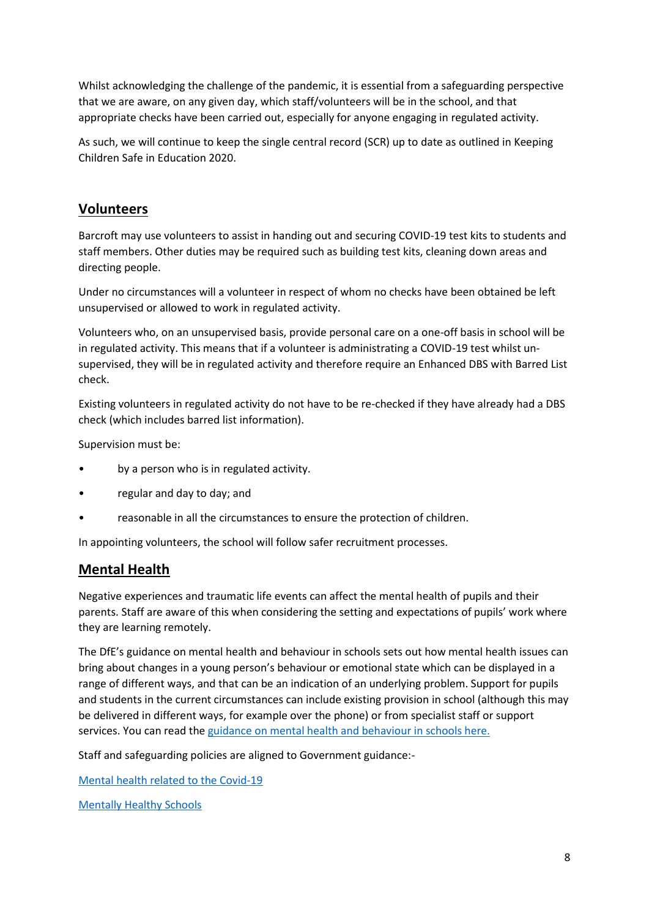Whilst acknowledging the challenge of the pandemic, it is essential from a safeguarding perspective that we are aware, on any given day, which staff/volunteers will be in the school, and that appropriate checks have been carried out, especially for anyone engaging in regulated activity.

As such, we will continue to keep the single central record (SCR) up to date as outlined in Keeping Children Safe in Education 2020.

## Volunteers

Barcroft may use volunteers to assist in handing out and securing COVID-19 test kits to students and staff members. Other duties may be required such as building test kits, cleaning down areas and directing people.

Under no circumstances will a volunteer in respect of whom no checks have been obtained be left unsupervised or allowed to work in regulated activity.

Volunteers who, on an unsupervised basis, provide personal care on a one-off basis in school will be in regulated activity. This means that if a volunteer is administrating a COVID-19 test whilst un-supervised, they will be in regulated activity and therefore require an Enhanced DBS with Barred List check.

Existing volunteers in regulated activity do not have to be re-checked if they have already had a DBS check (which includes barred list information).

Supervision must be:

- by a person who is in regulated activity.
- regular and day to day; and
- reasonable in all the circumstances to ensure the protection of children.

In appointing volunteers, the school will follow safer recruitment processes.

## Mental Health

Negative experiences and traumatic life events can affect the mental health of pupils and their parents. Staff are aware of this when considering the setting and expectations of pupils' work where they are learning remotely.

The DfE's guidance on mental health and behaviour in schools sets out how mental health issues can bring about changes in a young person's behaviour or emotional state which can be displayed in a range of different ways, and that can be an indication of an underlying problem. Support for pupils and students in the current circumstances can include existing provision in school (although this may be delivered in different ways, for example over the phone) or from specialist staff or support services. You can read the guidance on mental health and behaviour in schools here.

Staff and safeguarding policies are aligned to Government guidance:-

Mental health related to the Covid-19

Mentally Healthy Schools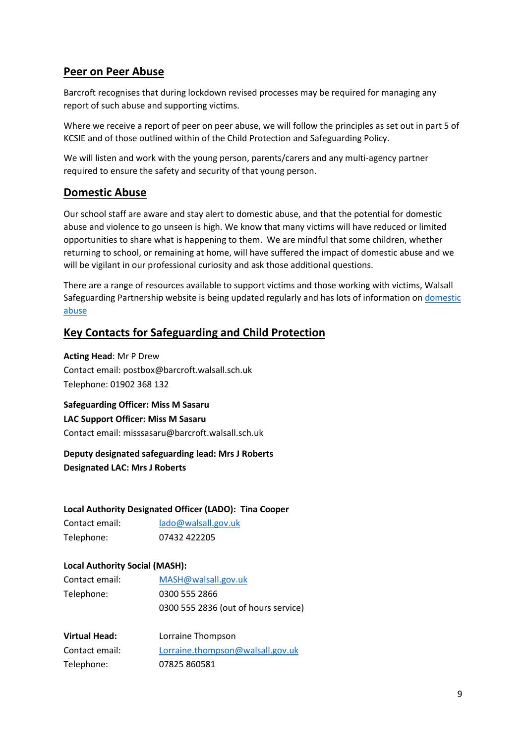## Peer on Peer Abuse

Barcroft recognises that during lockdown revised processes may be required for managing any report of such abuse and supporting victims.

Where we receive a report of peer on peer abuse, we will follow the principles as set out in part 5 of KCSIE and of those outlined within of the Child Protection and Safeguarding Policy.

We will listen and work with the young person, parents/carers and any multi-agency partner required to ensure the safety and security of that young person.

## Domestic Abuse

Our school staff are aware and stay alert to domestic abuse, and that the potential for domestic abuse and violence to go unseen is high. We know that many victims will have reduced or limited opportunities to share what is happening to them. We are mindful that some children, whether returning to school, or remaining at home, will have suffered the impact of domestic abuse and we will be vigilant in our professional curiosity and ask those additional questions.

There are a range of resources available to support victims and those working with victims, Walsall Safeguarding Partnership website is being updated regularly and has lots of information on domestic abuse

## Key Contacts for Safeguarding and Child Protection

**Acting Head**: Mr P Drew
Contact email: postbox@barcroft.walsall.sch.uk
Telephone: 01902 368 132

**Safeguarding Officer: Miss M Sasaru**
**LAC Support Officer: Miss M Sasaru**
Contact email: misssasaru@barcroft.walsall.sch.uk

**Deputy designated safeguarding lead: Mrs J Roberts**
**Designated LAC: Mrs J Roberts**

**Local Authority Designated Officer (LADO): Tina Cooper**
Contact email: lado@walsall.gov.uk
Telephone: 07432 422205

**Local Authority Social (MASH):**
Contact email: MASH@walsall.gov.uk
Telephone: 0300 555 2866
0300 555 2836 (out of hours service)

**Virtual Head:** Lorraine Thompson
Contact email: Lorraine.thompson@walsall.gov.uk
Telephone: 07825 860581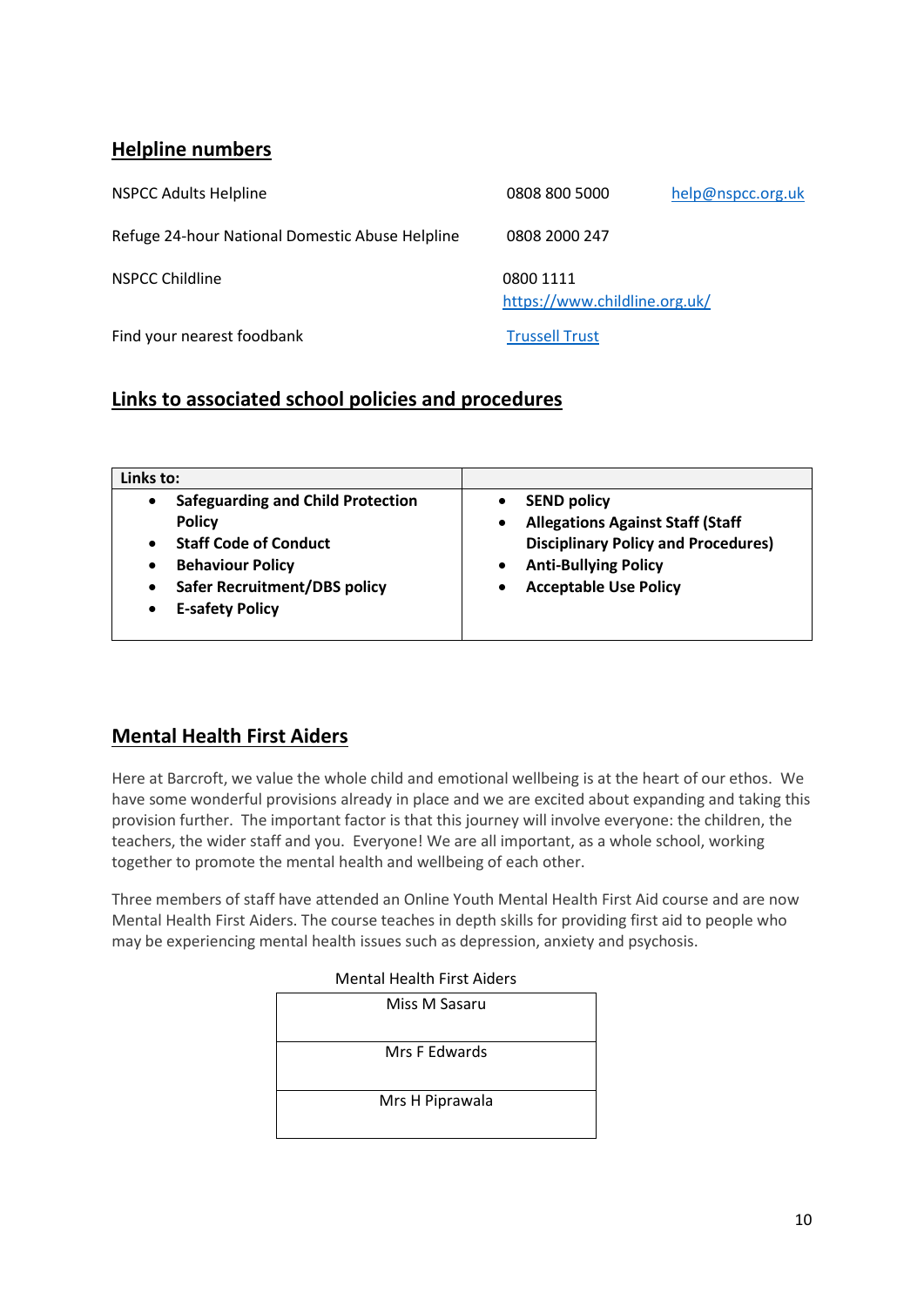## Helpline numbers

| | | |
|---|---|---|
| NSPCC Adults Helpline | 0808 800 5000 | help@nspcc.org.uk |
| Refuge 24-hour National Domestic Abuse Helpline | 0808 2000 247 | |
| NSPCC Childline | 0800 1111 https://www.childline.org.uk/ | |
| Find your nearest foodbank | Trussell Trust | |

## Links to associated school policies and procedures

| Links to: | |
|---|---|
| <ul><li>**Safeguarding and Child Protection Policy**</li><li>**Staff Code of Conduct**</li><li>**Behaviour Policy**</li><li>**Safer Recruitment/DBS policy**</li><li>**E-safety Policy**</li></ul> | <ul><li>**SEND policy**</li><li>**Allegations Against Staff (Staff Disciplinary Policy and Procedures)**</li><li>**Anti-Bullying Policy**</li><li>**Acceptable Use Policy**</li></ul> |

## Mental Health First Aiders

Here at Barcroft, we value the whole child and emotional wellbeing is at the heart of our ethos. We have some wonderful provisions already in place and we are excited about expanding and taking this provision further. The important factor is that this journey will involve everyone: the children, the teachers, the wider staff and you. Everyone! We are all important, as a whole school, working together to promote the mental health and wellbeing of each other.

Three members of staff have attended an Online Youth Mental Health First Aid course and are now Mental Health First Aiders. The course teaches in depth skills for providing first aid to people who may be experiencing mental health issues such as depression, anxiety and psychosis.

| Mental Health First Aiders |
|---|
| Miss M Sasaru |
| Mrs F Edwards |
| Mrs H Piprawala |